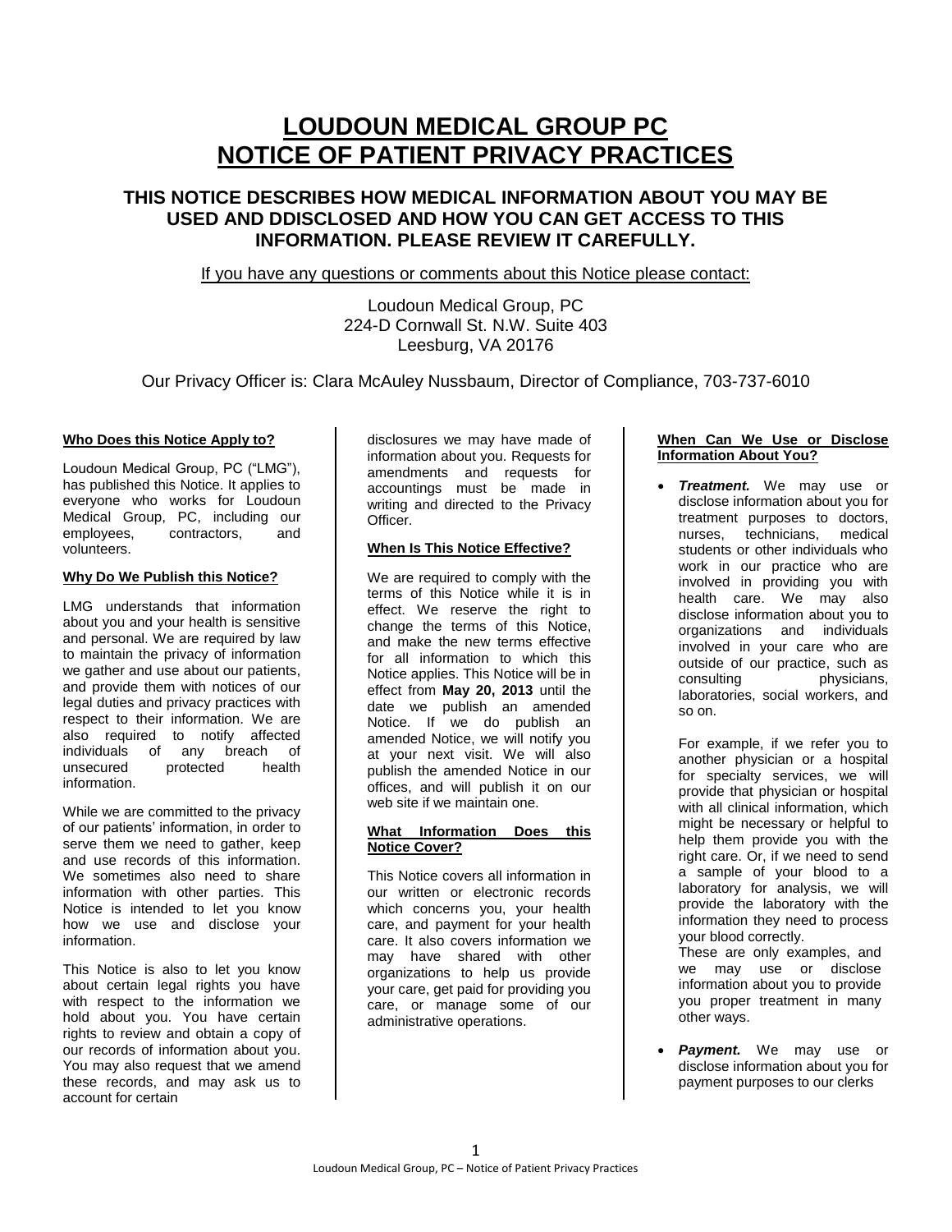# LOUDOUN MEDICAL GROUP PC
# NOTICE OF PATIENT PRIVACY PRACTICES

## THIS NOTICE DESCRIBES HOW MEDICAL INFORMATION ABOUT YOU MAY BE USED AND DDISCLOSED AND HOW YOU CAN GET ACCESS TO THIS INFORMATION. PLEASE REVIEW IT CAREFULLY.

If you have any questions or comments about this Notice please contact:

Loudoun Medical Group, PC
224-D Cornwall St. N.W. Suite 403
Leesburg, VA 20176

Our Privacy Officer is: Clara McAuley Nussbaum, Director of Compliance, 703-737-6010

### Who Does this Notice Apply to?

Loudoun Medical Group, PC ("LMG"), has published this Notice. It applies to everyone who works for Loudoun Medical Group, PC, including our employees, contractors, and volunteers.

### Why Do We Publish this Notice?

LMG understands that information about you and your health is sensitive and personal. We are required by law to maintain the privacy of information we gather and use about our patients, and provide them with notices of our legal duties and privacy practices with respect to their information. We are also required to notify affected individuals of any breach of unsecured protected health information.

While we are committed to the privacy of our patients' information, in order to serve them we need to gather, keep and use records of this information. We sometimes also need to share information with other parties. This Notice is intended to let you know how we use and disclose your information.

This Notice is also to let you know about certain legal rights you have with respect to the information we hold about you. You have certain rights to review and obtain a copy of our records of information about you. You may also request that we amend these records, and may ask us to account for certain disclosures we may have made of information about you. Requests for amendments and requests for accountings must be made in writing and directed to the Privacy Officer.

### When Is This Notice Effective?

We are required to comply with the terms of this Notice while it is in effect. We reserve the right to change the terms of this Notice, and make the new terms effective for all information to which this Notice applies. This Notice will be in effect from **May 20, 2013** until the date we publish an amended Notice. If we do publish an amended Notice, we will notify you at your next visit. We will also publish the amended Notice in our offices, and will publish it on our web site if we maintain one.

### What Information Does this Notice Cover?

This Notice covers all information in our written or electronic records which concerns you, your health care, and payment for your health care. It also covers information we may have shared with other organizations to help us provide your care, get paid for providing you care, or manage some of our administrative operations.

### When Can We Use or Disclose Information About You?

- ***Treatment.*** We may use or disclose information about you for treatment purposes to doctors, nurses, technicians, medical students or other individuals who work in our practice who are involved in providing you with health care. We may also disclose information about you to organizations and individuals involved in your care who are outside of our practice, such as consulting physicians, laboratories, social workers, and so on.

  For example, if we refer you to another physician or a hospital for specialty services, we will provide that physician or hospital with all clinical information, which might be necessary or helpful to help them provide you with the right care. Or, if we need to send a sample of your blood to a laboratory for analysis, we will provide the laboratory with the information they need to process your blood correctly.
  These are only examples, and we may use or disclose information about you to provide you proper treatment in many other ways.

- ***Payment.*** We may use or disclose information about you for payment purposes to our clerks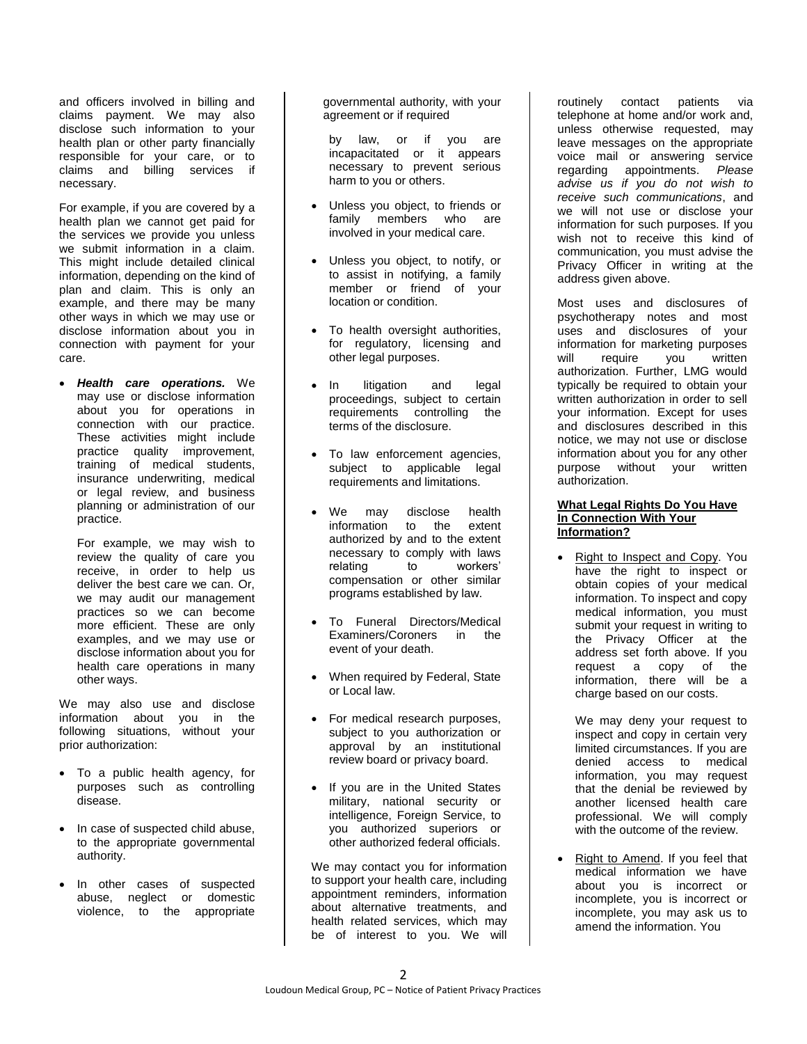and officers involved in billing and claims payment. We may also disclose such information to your health plan or other party financially responsible for your care, or to claims and billing services if necessary.

For example, if you are covered by a health plan we cannot get paid for the services we provide you unless we submit information in a claim. This might include detailed clinical information, depending on the kind of plan and claim. This is only an example, and there may be many other ways in which we may use or disclose information about you in connection with payment for your care.

- ***Health care operations.*** We may use or disclose information about you for operations in connection with our practice. These activities might include practice quality improvement, training of medical students, insurance underwriting, medical or legal review, and business planning or administration of our practice.

  For example, we may wish to review the quality of care you receive, in order to help us deliver the best care we can. Or, we may audit our management practices so we can become more efficient. These are only examples, and we may use or disclose information about you for health care operations in many other ways.

We may also use and disclose information about you in the following situations, without your prior authorization:

- To a public health agency, for purposes such as controlling disease.
- In case of suspected child abuse, to the appropriate governmental authority.
- In other cases of suspected abuse, neglect or domestic violence, to the appropriate governmental authority, with your agreement or if required by law, or if you are incapacitated or it appears necessary to prevent serious harm to you or others.
- Unless you object, to friends or family members who are involved in your medical care.
- Unless you object, to notify, or to assist in notifying, a family member or friend of your location or condition.
- To health oversight authorities, for regulatory, licensing and other legal purposes.
- In litigation and legal proceedings, subject to certain requirements controlling the terms of the disclosure.
- To law enforcement agencies, subject to applicable legal requirements and limitations.
- We may disclose health information to the extent authorized by and to the extent necessary to comply with laws relating to workers' compensation or other similar programs established by law.
- To Funeral Directors/Medical Examiners/Coroners in the event of your death.
- When required by Federal, State or Local law.
- For medical research purposes, subject to you authorization or approval by an institutional review board or privacy board.
- If you are in the United States military, national security or intelligence, Foreign Service, to you authorized superiors or other authorized federal officials.

We may contact you for information to support your health care, including appointment reminders, information about alternative treatments, and health related services, which may be of interest to you. We will routinely contact patients via telephone at home and/or work and, unless otherwise requested, may leave messages on the appropriate voice mail or answering service regarding appointments. *Please advise us if you do not wish to receive such communications*, and we will not use or disclose your information for such purposes. If you wish not to receive this kind of communication, you must advise the Privacy Officer in writing at the address given above.

Most uses and disclosures of psychotherapy notes and most uses and disclosures of your information for marketing purposes will require you written authorization. Further, LMG would typically be required to obtain your written authorization in order to sell your information. Except for uses and disclosures described in this notice, we may not use or disclose information about you for any other purpose without your written authorization.

**What Legal Rights Do You Have In Connection With Your Information?**

- Right to Inspect and Copy. You have the right to inspect or obtain copies of your medical information. To inspect and copy medical information, you must submit your request in writing to the Privacy Officer at the address set forth above. If you request a copy of the information, there will be a charge based on our costs.

  We may deny your request to inspect and copy in certain very limited circumstances. If you are denied access to medical information, you may request that the denial be reviewed by another licensed health care professional. We will comply with the outcome of the review.

- Right to Amend. If you feel that medical information we have about you is incorrect or incomplete, you is incorrect or incomplete, you may ask us to amend the information. You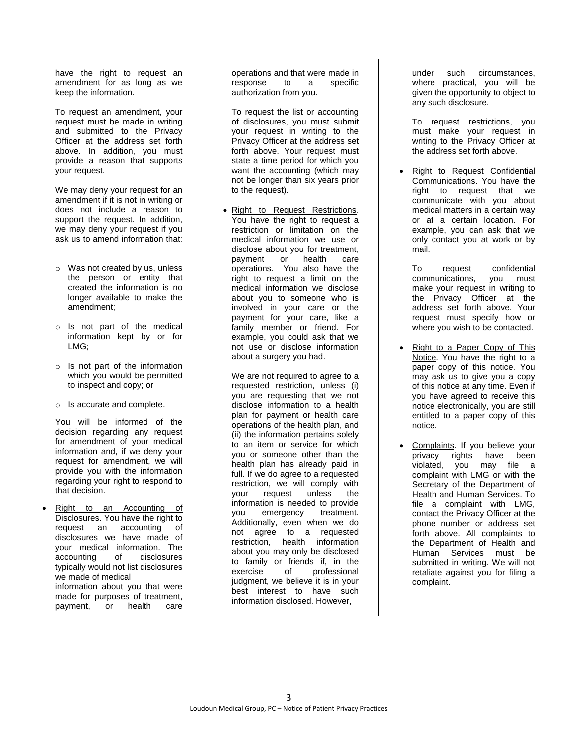have the right to request an amendment for as long as we keep the information.

To request an amendment, your request must be made in writing and submitted to the Privacy Officer at the address set forth above. In addition, you must provide a reason that supports your request.

We may deny your request for an amendment if it is not in writing or does not include a reason to support the request. In addition, we may deny your request if you ask us to amend information that:

- Was not created by us, unless the person or entity that created the information is no longer available to make the amendment;
- Is not part of the medical information kept by or for LMG;
- Is not part of the information which you would be permitted to inspect and copy; or
- Is accurate and complete.

You will be informed of the decision regarding any request for amendment of your medical information and, if we deny your request for amendment, we will provide you with the information regarding your right to respond to that decision.

- Right to an Accounting of Disclosures. You have the right to request an accounting of disclosures we have made of your medical information. The accounting of disclosures typically would not list disclosures we made of medical information about you that were made for purposes of treatment, payment, or health care operations and that were made in response to a specific authorization from you.

  To request the list or accounting of disclosures, you must submit your request in writing to the Privacy Officer at the address set forth above. Your request must state a time period for which you want the accounting (which may not be longer than six years prior to the request).

- Right to Request Restrictions. You have the right to request a restriction or limitation on the medical information we use or disclose about you for treatment, payment or health care operations. You also have the right to request a limit on the medical information we disclose about you to someone who is involved in your care or the payment for your care, like a family member or friend. For example, you could ask that we not use or disclose information about a surgery you had.

  We are not required to agree to a requested restriction, unless (i) you are requesting that we not disclose information to a health plan for payment or health care operations of the health plan, and (ii) the information pertains solely to an item or service for which you or someone other than the health plan has already paid in full. If we do agree to a requested restriction, we will comply with your request unless the information is needed to provide you emergency treatment. Additionally, even when we do not agree to a requested restriction, health information about you may only be disclosed to family or friends if, in the exercise of professional judgment, we believe it is in your best interest to have such information disclosed. However, under such circumstances, where practical, you will be given the opportunity to object to any such disclosure.

  To request restrictions, you must make your request in writing to the Privacy Officer at the address set forth above.

- Right to Request Confidential Communications. You have the right to request that we communicate with you about medical matters in a certain way or at a certain location. For example, you can ask that we only contact you at work or by mail.

  To request confidential communications, you must make your request in writing to the Privacy Officer at the address set forth above. Your request must specify how or where you wish to be contacted.

- Right to a Paper Copy of This Notice. You have the right to a paper copy of this notice. You may ask us to give you a copy of this notice at any time. Even if you have agreed to receive this notice electronically, you are still entitled to a paper copy of this notice.

- Complaints. If you believe your privacy rights have been violated, you may file a complaint with LMG or with the Secretary of the Department of Health and Human Services. To file a complaint with LMG, contact the Privacy Officer at the phone number or address set forth above. All complaints to the Department of Health and Human Services must be submitted in writing. We will not retaliate against you for filing a complaint.